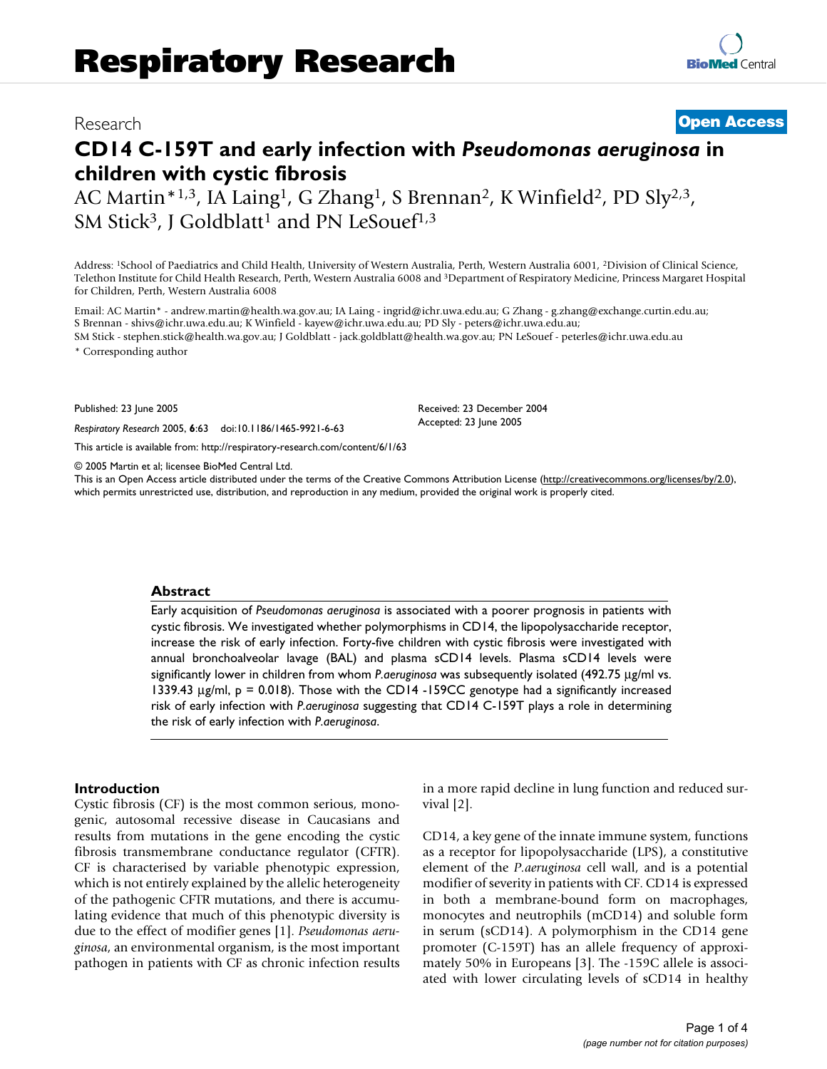# Respiratory Research

Research

**Open Access**

# CD14 C-159T and early infection with *Pseudomonas aeruginosa* in children with cystic fibrosis

AC Martin*[1,3], IA Laing[1], G Zhang[1], S Brennan[2], K Winfield[2], PD Sly[2,3], SM Stick[3], J Goldblatt[1] and PN LeSouef[1,3]

Address: [1]School of Paediatrics and Child Health, University of Western Australia, Perth, Western Australia 6001, [2]Division of Clinical Science, Telethon Institute for Child Health Research, Perth, Western Australia 6008 and [3]Department of Respiratory Medicine, Princess Margaret Hospital for Children, Perth, Western Australia 6008

Email: AC Martin* - andrew.martin@health.wa.gov.au; IA Laing - ingrid@ichr.uwa.edu.au; G Zhang - g.zhang@exchange.curtin.edu.au; S Brennan - shivs@ichr.uwa.edu.au; K Winfield - kayew@ichr.uwa.edu.au; PD Sly - peters@ichr.uwa.edu.au; SM Stick - stephen.stick@health.wa.gov.au; J Goldblatt - jack.goldblatt@health.wa.gov.au; PN LeSouef - peterles@ichr.uwa.edu.au

\* Corresponding author

Published: 23 June 2005

*Respiratory Research* 2005, **6**:63 doi:10.1186/1465-9921-6-63

Received: 23 December 2004
Accepted: 23 June 2005

This article is available from: http://respiratory-research.com/content/6/1/63

© 2005 Martin et al; licensee BioMed Central Ltd.
This is an Open Access article distributed under the terms of the Creative Commons Attribution License (http://creativecommons.org/licenses/by/2.0), which permits unrestricted use, distribution, and reproduction in any medium, provided the original work is properly cited.

## Abstract

Early acquisition of *Pseudomonas aeruginosa* is associated with a poorer prognosis in patients with cystic fibrosis. We investigated whether polymorphisms in CD14, the lipopolysaccharide receptor, increase the risk of early infection. Forty-five children with cystic fibrosis were investigated with annual bronchoalveolar lavage (BAL) and plasma sCD14 levels. Plasma sCD14 levels were significantly lower in children from whom *P.aeruginosa* was subsequently isolated (492.75 μg/ml vs. 1339.43 μg/ml, $p = 0.018$). Those with the CD14 -159CC genotype had a significantly increased risk of early infection with *P.aeruginosa* suggesting that CD14 C-159T plays a role in determining the risk of early infection with *P.aeruginosa*.

## Introduction

Cystic fibrosis (CF) is the most common serious, monogenic, autosomal recessive disease in Caucasians and results from mutations in the gene encoding the cystic fibrosis transmembrane conductance regulator (CFTR). CF is characterised by variable phenotypic expression, which is not entirely explained by the allelic heterogeneity of the pathogenic CFTR mutations, and there is accumulating evidence that much of this phenotypic diversity is due to the effect of modifier genes [1]. *Pseudomonas aeruginosa*, an environmental organism, is the most important pathogen in patients with CF as chronic infection results in a more rapid decline in lung function and reduced survival [2].

CD14, a key gene of the innate immune system, functions as a receptor for lipopolysaccharide (LPS), a constitutive element of the *P.aeruginosa* cell wall, and is a potential modifier of severity in patients with CF. CD14 is expressed in both a membrane-bound form on macrophages, monocytes and neutrophils (mCD14) and soluble form in serum (sCD14). A polymorphism in the CD14 gene promoter (C-159T) has an allele frequency of approximately 50% in Europeans [3]. The -159C allele is associated with lower circulating levels of sCD14 in healthy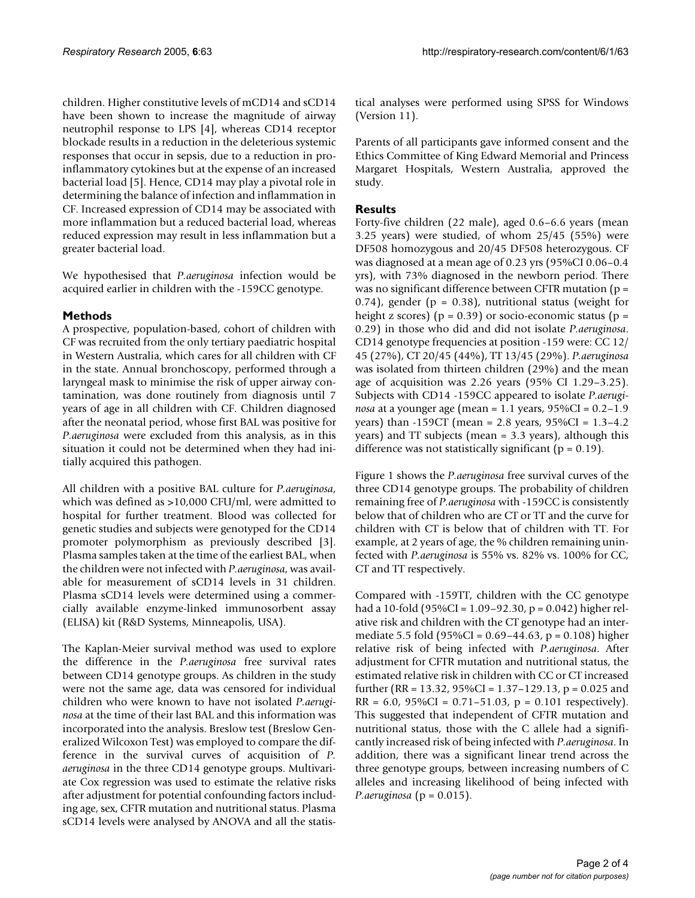children. Higher constitutive levels of mCD14 and sCD14 have been shown to increase the magnitude of airway neutrophil response to LPS [4], whereas CD14 receptor blockade results in a reduction in the deleterious systemic responses that occur in sepsis, due to a reduction in pro-inflammatory cytokines but at the expense of an increased bacterial load [5]. Hence, CD14 may play a pivotal role in determining the balance of infection and inflammation in CF. Increased expression of CD14 may be associated with more inflammation but a reduced bacterial load, whereas reduced expression may result in less inflammation but a greater bacterial load.

We hypothesised that *P.aeruginosa* infection would be acquired earlier in children with the -159CC genotype.

## Methods

A prospective, population-based, cohort of children with CF was recruited from the only tertiary paediatric hospital in Western Australia, which cares for all children with CF in the state. Annual bronchoscopy, performed through a laryngeal mask to minimise the risk of upper airway contamination, was done routinely from diagnosis until 7 years of age in all children with CF. Children diagnosed after the neonatal period, whose first BAL was positive for *P.aeruginosa* were excluded from this analysis, as in this situation it could not be determined when they had initially acquired this pathogen.

All children with a positive BAL culture for *P.aeruginosa*, which was defined as >10,000 CFU/ml, were admitted to hospital for further treatment. Blood was collected for genetic studies and subjects were genotyped for the CD14 promoter polymorphism as previously described [3]. Plasma samples taken at the time of the earliest BAL, when the children were not infected with *P.aeruginosa*, was available for measurement of sCD14 levels in 31 children. Plasma sCD14 levels were determined using a commercially available enzyme-linked immunosorbent assay (ELISA) kit (R&D Systems, Minneapolis, USA).

The Kaplan-Meier survival method was used to explore the difference in the *P.aeruginosa* free survival rates between CD14 genotype groups. As children in the study were not the same age, data was censored for individual children who were known to have not isolated *P.aeruginosa* at the time of their last BAL and this information was incorporated into the analysis. Breslow test (Breslow Generalized Wilcoxon Test) was employed to compare the difference in the survival curves of acquisition of *P. aeruginosa* in the three CD14 genotype groups. Multivariate Cox regression was used to estimate the relative risks after adjustment for potential confounding factors including age, sex, CFTR mutation and nutritional status. Plasma sCD14 levels were analysed by ANOVA and all the statistical analyses were performed using SPSS for Windows (Version 11).

Parents of all participants gave informed consent and the Ethics Committee of King Edward Memorial and Princess Margaret Hospitals, Western Australia, approved the study.

## Results

Forty-five children (22 male), aged 0.6–6.6 years (mean 3.25 years) were studied, of whom 25/45 (55%) were DF508 homozygous and 20/45 DF508 heterozygous. CF was diagnosed at a mean age of 0.23 yrs (95%CI 0.06–0.4 yrs), with 73% diagnosed in the newborn period. There was no significant difference between CFTR mutation ($p = 0.74$), gender ($p = 0.38$), nutritional status (weight for height z scores) ($p = 0.39$) or socio-economic status ($p = 0.29$) in those who did and did not isolate *P.aeruginosa*. CD14 genotype frequencies at position -159 were: CC 12/45 (27%), CT 20/45 (44%), TT 13/45 (29%). *P.aeruginosa* was isolated from thirteen children (29%) and the mean age of acquisition was 2.26 years (95% CI 1.29–3.25). Subjects with CD14 -159CC appeared to isolate *P.aeruginosa* at a younger age (mean = 1.1 years, 95%CI = 0.2–1.9 years) than -159CT (mean = 2.8 years, 95%CI = 1.3–4.2 years) and TT subjects (mean = 3.3 years), although this difference was not statistically significant ($p = 0.19$).

Figure 1 shows the *P.aeruginosa* free survival curves of the three CD14 genotype groups. The probability of children remaining free of *P.aeruginosa* with -159CC is consistently below that of children who are CT or TT and the curve for children with CT is below that of children with TT. For example, at 2 years of age, the % children remaining uninfected with *P.aeruginosa* is 55% vs. 82% vs. 100% for CC, CT and TT respectively.

Compared with -159TT, children with the CC genotype had a 10-fold (95%CI = 1.09–92.30, $p = 0.042$) higher relative risk and children with the CT genotype had an intermediate 5.5 fold (95%CI = 0.69–44.63, $p = 0.108$) higher relative risk of being infected with *P.aeruginosa*. After adjustment for CFTR mutation and nutritional status, the estimated relative risk in children with CC or CT increased further (RR = 13.32, 95%CI = 1.37–129.13, $p = 0.025$ and RR = 6.0, 95%CI = 0.71–51.03, $p = 0.101$ respectively). This suggested that independent of CFTR mutation and nutritional status, those with the C allele had a significantly increased risk of being infected with *P.aeruginosa*. In addition, there was a significant linear trend across the three genotype groups, between increasing numbers of C alleles and increasing likelihood of being infected with *P.aeruginosa* ($p = 0.015$).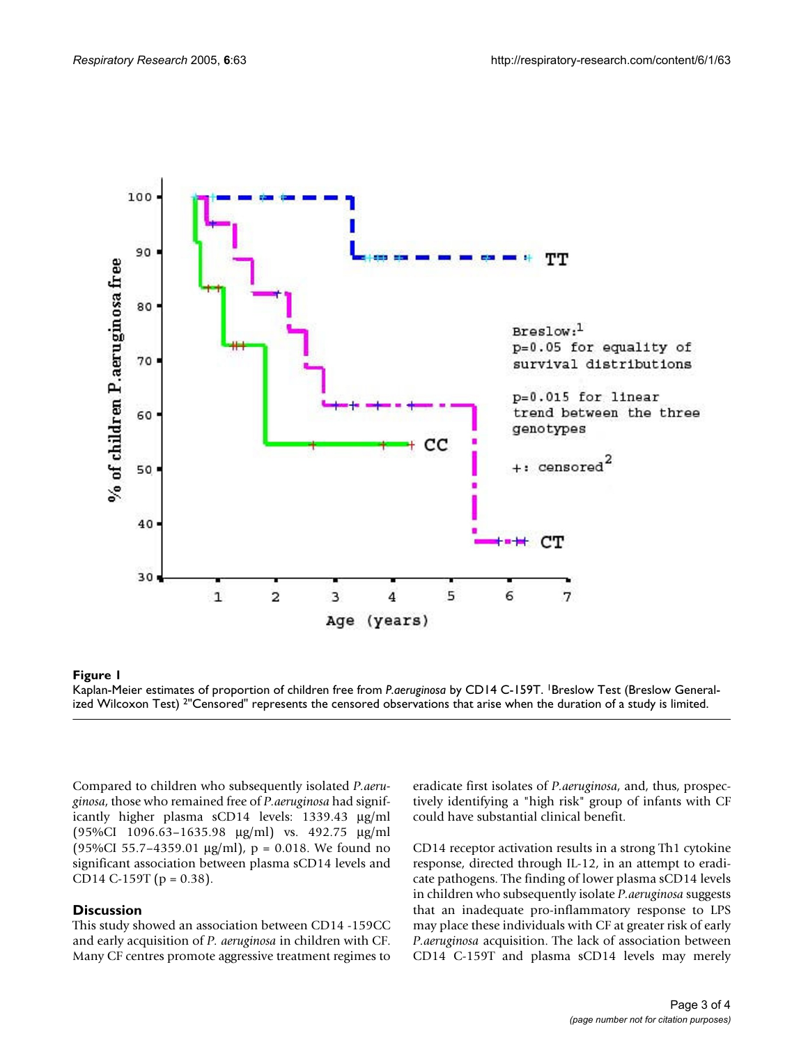**Figure 1**

Kaplan-Meier estimates of proportion of children free from *P.aeruginosa* by CD14 C-159T. [1]Breslow Test (Breslow Generalized Wilcoxon Test) [2]"Censored" represents the censored observations that arise when the duration of a study is limited.

Compared to children who subsequently isolated *P.aeruginosa*, those who remained free of *P.aeruginosa* had significantly higher plasma sCD14 levels: 1339.43 μg/ml (95%CI 1096.63–1635.98 μg/ml) vs. 492.75 μg/ml (95%CI 55.7–4359.01 μg/ml), $p = 0.018$. We found no significant association between plasma sCD14 levels and CD14 C-159T ($p = 0.38$).

## Discussion

This study showed an association between CD14 -159CC and early acquisition of *P. aeruginosa* in children with CF. Many CF centres promote aggressive treatment regimes to eradicate first isolates of *P.aeruginosa*, and, thus, prospectively identifying a "high risk" group of infants with CF could have substantial clinical benefit.

CD14 receptor activation results in a strong Th1 cytokine response, directed through IL-12, in an attempt to eradicate pathogens. The finding of lower plasma sCD14 levels in children who subsequently isolate *P.aeruginosa* suggests that an inadequate pro-inflammatory response to LPS may place these individuals with CF at greater risk of early *P.aeruginosa* acquisition. The lack of association between CD14 C-159T and plasma sCD14 levels may merely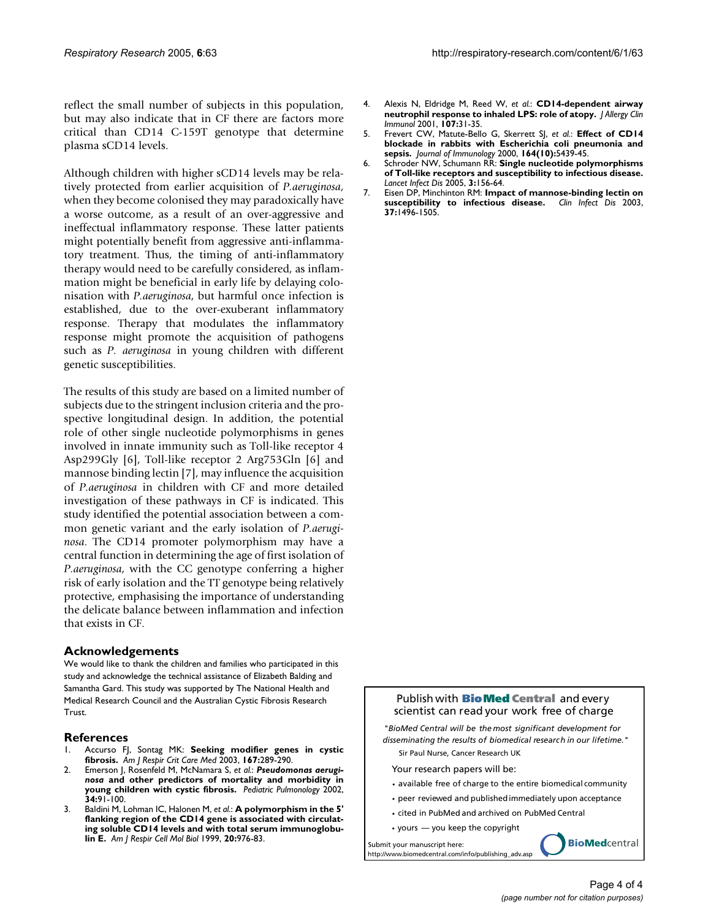reflect the small number of subjects in this population, but may also indicate that in CF there are factors more critical than CD14 C-159T genotype that determine plasma sCD14 levels.

Although children with higher sCD14 levels may be relatively protected from earlier acquisition of *P.aeruginosa*, when they become colonised they may paradoxically have a worse outcome, as a result of an over-aggressive and ineffectual inflammatory response. These latter patients might potentially benefit from aggressive anti-inflammatory treatment. Thus, the timing of anti-inflammatory therapy would need to be carefully considered, as inflammation might be beneficial in early life by delaying colonisation with *P.aeruginosa*, but harmful once infection is established, due to the over-exuberant inflammatory response. Therapy that modulates the inflammatory response might promote the acquisition of pathogens such as *P. aeruginosa* in young children with different genetic susceptibilities.

The results of this study are based on a limited number of subjects due to the stringent inclusion criteria and the prospective longitudinal design. In addition, the potential role of other single nucleotide polymorphisms in genes involved in innate immunity such as Toll-like receptor 4 Asp299Gly [6], Toll-like receptor 2 Arg753Gln [6] and mannose binding lectin [7], may influence the acquisition of *P.aeruginosa* in children with CF and more detailed investigation of these pathways in CF is indicated. This study identified the potential association between a common genetic variant and the early isolation of *P.aeruginosa*. The CD14 promoter polymorphism may have a central function in determining the age of first isolation of *P.aeruginosa*, with the CC genotype conferring a higher risk of early isolation and the TT genotype being relatively protective, emphasising the importance of understanding the delicate balance between inflammation and infection that exists in CF.

## Acknowledgements

We would like to thank the children and families who participated in this study and acknowledge the technical assistance of Elizabeth Balding and Samantha Gard. This study was supported by The National Health and Medical Research Council and the Australian Cystic Fibrosis Research Trust.

## References

1. Accurso FJ, Sontag MK: **Seeking modifier genes in cystic fibrosis.** *Am J Respir Crit Care Med* 2003, **167:**289-290.
2. Emerson J, Rosenfeld M, McNamara S, *et al.*: ***Pseudomonas aeruginosa* and other predictors of mortality and morbidity in young children with cystic fibrosis.** *Pediatric Pulmonology* 2002, **34:**91-100.
3. Baldini M, Lohman IC, Halonen M, *et al.*: **A polymorphism in the 5' flanking region of the CD14 gene is associated with circulating soluble CD14 levels and with total serum immunoglobulin E.** *Am J Respir Cell Mol Biol* 1999, **20:**976-83.
4. Alexis N, Eldridge M, Reed W, *et al.*: **CD14-dependent airway neutrophil response to inhaled LPS: role of atopy.** *J Allergy Clin Immunol* 2001, **107:**31-35.
5. Frevert CW, Matute-Bello G, Skerrett SJ, *et al.*: **Effect of CD14 blockade in rabbits with Escherichia coli pneumonia and sepsis.** *Journal of Immunology* 2000, **164(10):**5439-45.
6. Schroder NW, Schumann RR: **Single nucleotide polymorphisms of Toll-like receptors and susceptibility to infectious disease.** *Lancet Infect Dis* 2005, **3:**156-64.
7. Eisen DP, Minchinton RM: **Impact of mannose-binding lectin on susceptibility to infectious disease.** *Clin Infect Dis* 2003, **37:**1496-1505.

Publish with **BioMed Central** and every scientist can read your work free of charge

*"BioMed Central will be the most significant development for disseminating the results of biomedical research in our lifetime."*
Sir Paul Nurse, Cancer Research UK

Your research papers will be:

- available free of charge to the entire biomedical community
- peer reviewed and published immediately upon acceptance
- cited in PubMed and archived on PubMed Central
- yours — you keep the copyright

Submit your manuscript here:
http://www.biomedcentral.com/info/publishing_adv.asp

BioMedcentral